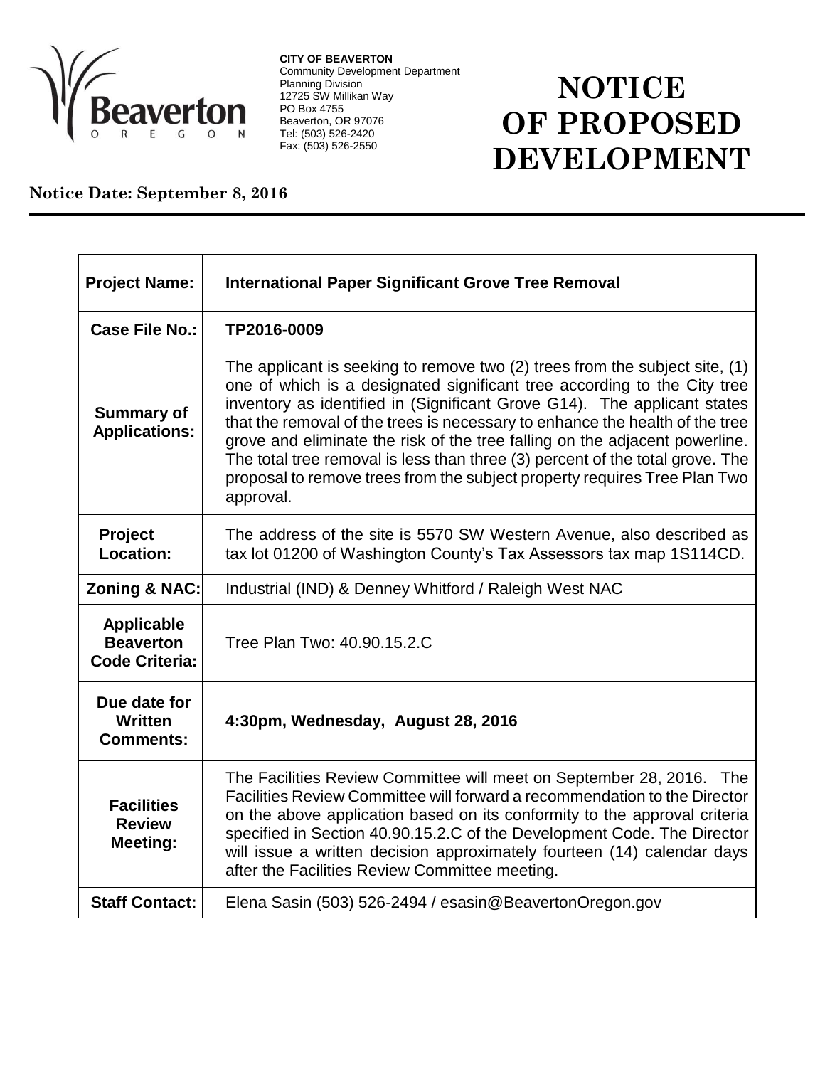**CITY OF BEAVERTON**
Community Development Department
Planning Division
12725 SW Millikan Way
PO Box 4755
Beaverton, OR 97076
Tel: (503) 526-2420
Fax: (503) 526-2550

# NOTICE OF PROPOSED DEVELOPMENT

**Notice Date: September 8, 2016**

| | |
|---|---|
| **Project Name:** | **International Paper Significant Grove Tree Removal** |
| **Case File No.:** | **TP2016-0009** |
| **Summary of Applications:** | The applicant is seeking to remove two (2) trees from the subject site, (1) one of which is a designated significant tree according to the City tree inventory as identified in (Significant Grove G14). The applicant states that the removal of the trees is necessary to enhance the health of the tree grove and eliminate the risk of the tree falling on the adjacent powerline. The total tree removal is less than three (3) percent of the total grove. The proposal to remove trees from the subject property requires Tree Plan Two approval. |
| **Project Location:** | The address of the site is 5570 SW Western Avenue, also described as tax lot 01200 of Washington County's Tax Assessors tax map 1S114CD. |
| **Zoning & NAC:** | Industrial (IND) & Denney Whitford / Raleigh West NAC |
| **Applicable Beaverton Code Criteria:** | Tree Plan Two: 40.90.15.2.C |
| **Due date for Written Comments:** | **4:30pm, Wednesday, August 28, 2016** |
| **Facilities Review Meeting:** | The Facilities Review Committee will meet on September 28, 2016. The Facilities Review Committee will forward a recommendation to the Director on the above application based on its conformity to the approval criteria specified in Section 40.90.15.2.C of the Development Code. The Director will issue a written decision approximately fourteen (14) calendar days after the Facilities Review Committee meeting. |
| **Staff Contact:** | Elena Sasin (503) 526-2494 / esasin@BeavertonOregon.gov |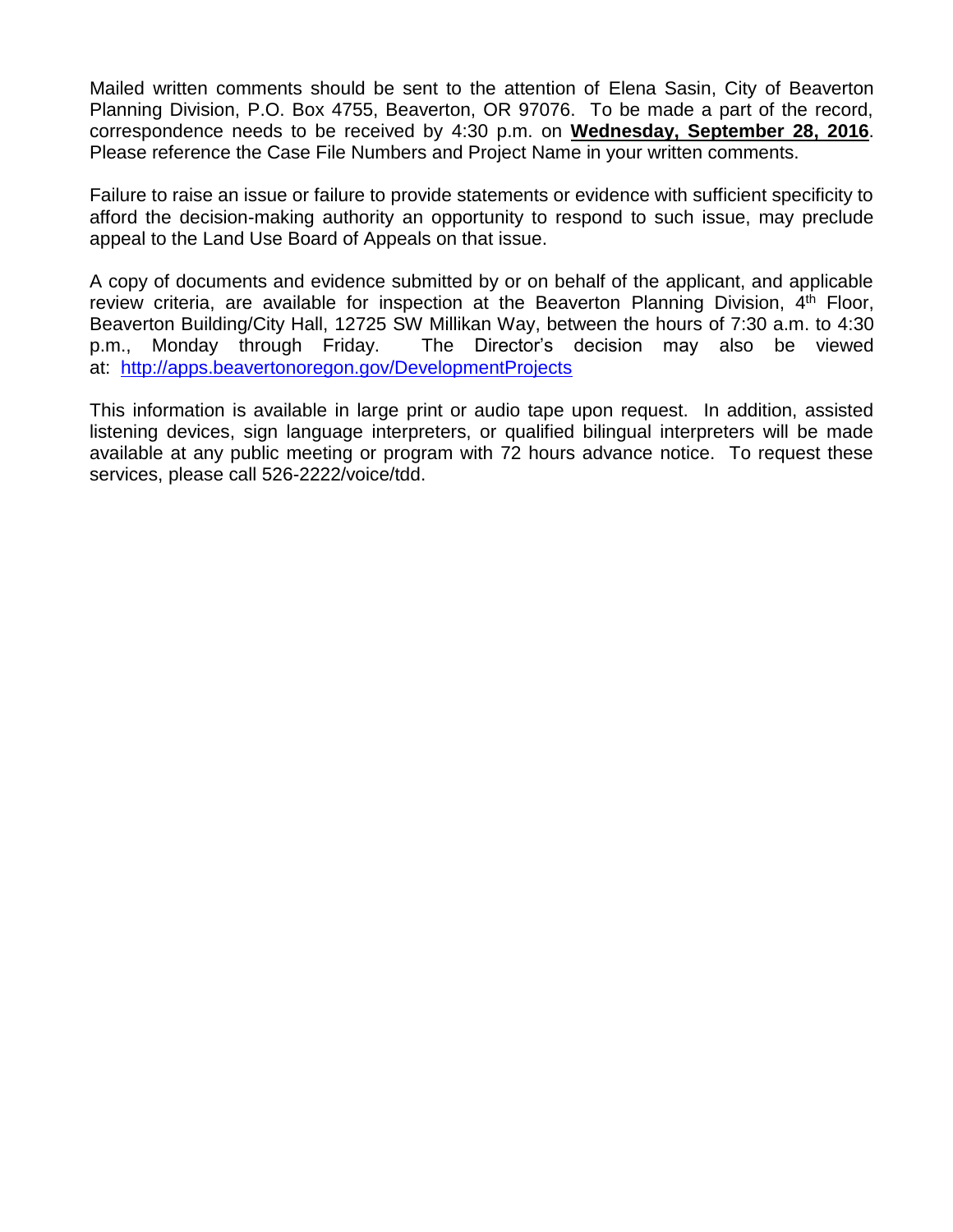Mailed written comments should be sent to the attention of Elena Sasin, City of Beaverton Planning Division, P.O. Box 4755, Beaverton, OR 97076. To be made a part of the record, correspondence needs to be received by 4:30 p.m. on **Wednesday, September 28, 2016**. Please reference the Case File Numbers and Project Name in your written comments.

Failure to raise an issue or failure to provide statements or evidence with sufficient specificity to afford the decision-making authority an opportunity to respond to such issue, may preclude appeal to the Land Use Board of Appeals on that issue.

A copy of documents and evidence submitted by or on behalf of the applicant, and applicable review criteria, are available for inspection at the Beaverton Planning Division, 4th Floor, Beaverton Building/City Hall, 12725 SW Millikan Way, between the hours of 7:30 a.m. to 4:30 p.m., Monday through Friday. The Director's decision may also be viewed at: http://apps.beavertonoregon.gov/DevelopmentProjects

This information is available in large print or audio tape upon request. In addition, assisted listening devices, sign language interpreters, or qualified bilingual interpreters will be made available at any public meeting or program with 72 hours advance notice. To request these services, please call 526-2222/voice/tdd.